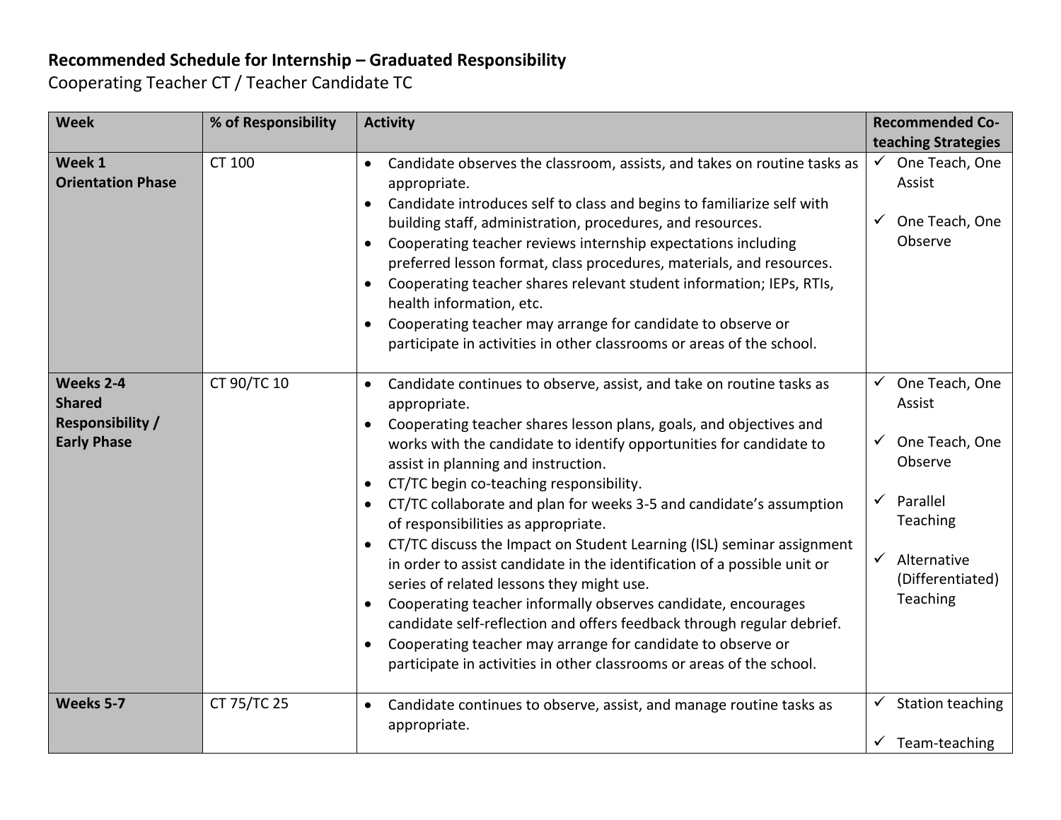**Recommended Schedule for Internship – Graduated Responsibility**

Cooperating Teacher CT / Teacher Candidate TC

| Week | % of Responsibility | Activity | Recommended Co-teaching Strategies |
|---|---|---|---|
| **Week 1**<br>**Orientation Phase** | CT 100 | • Candidate observes the classroom, assists, and takes on routine tasks as appropriate.<br>• Candidate introduces self to class and begins to familiarize self with building staff, administration, procedures, and resources.<br>• Cooperating teacher reviews internship expectations including preferred lesson format, class procedures, materials, and resources.<br>• Cooperating teacher shares relevant student information; IEPs, RTIs, health information, etc.<br>• Cooperating teacher may arrange for candidate to observe or participate in activities in other classrooms or areas of the school. | ✓ One Teach, One Assist<br>✓ One Teach, One Observe |
| **Weeks 2-4**<br>**Shared Responsibility / Early Phase** | CT 90/TC 10 | • Candidate continues to observe, assist, and take on routine tasks as appropriate.<br>• Cooperating teacher shares lesson plans, goals, and objectives and works with the candidate to identify opportunities for candidate to assist in planning and instruction.<br>• CT/TC begin co-teaching responsibility.<br>• CT/TC collaborate and plan for weeks 3-5 and candidate's assumption of responsibilities as appropriate.<br>• CT/TC discuss the Impact on Student Learning (ISL) seminar assignment in order to assist candidate in the identification of a possible unit or series of related lessons they might use.<br>• Cooperating teacher informally observes candidate, encourages candidate self-reflection and offers feedback through regular debrief.<br>• Cooperating teacher may arrange for candidate to observe or participate in activities in other classrooms or areas of the school. | ✓ One Teach, One Assist<br>✓ One Teach, One Observe<br>✓ Parallel Teaching<br>✓ Alternative (Differentiated) Teaching |
| **Weeks 5-7** | CT 75/TC 25 | • Candidate continues to observe, assist, and manage routine tasks as appropriate. | ✓ Station teaching<br>✓ Team-teaching |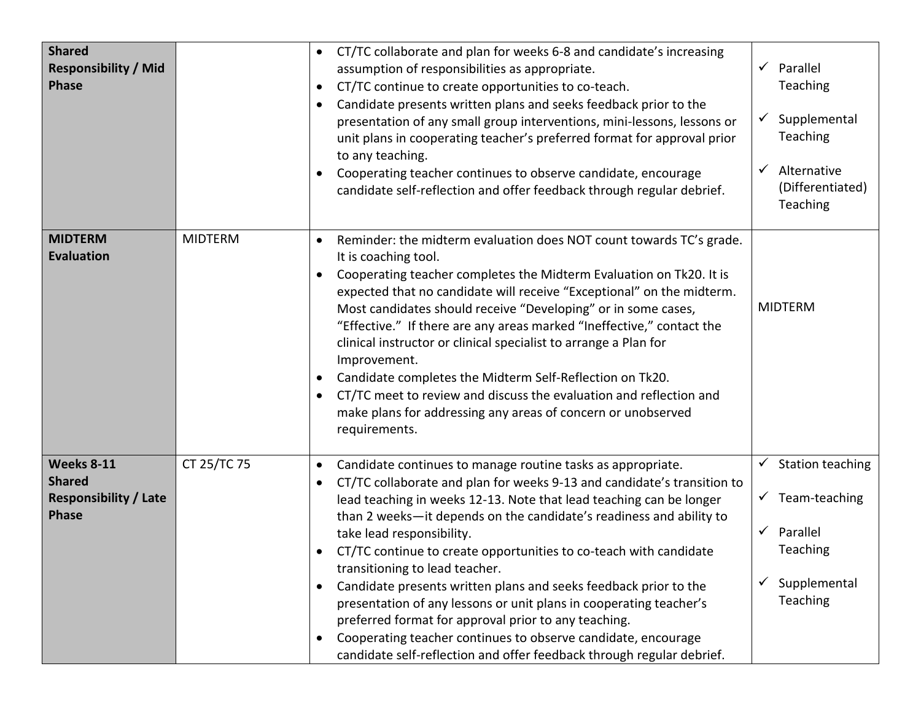| **Shared Responsibility / Mid Phase** | | • CT/TC collaborate and plan for weeks 6-8 and candidate's increasing assumption of responsibilities as appropriate.<br>• CT/TC continue to create opportunities to co-teach.<br>• Candidate presents written plans and seeks feedback prior to the presentation of any small group interventions, mini-lessons, lessons or unit plans in cooperating teacher's preferred format for approval prior to any teaching.<br>• Cooperating teacher continues to observe candidate, encourage candidate self-reflection and offer feedback through regular debrief. | ✓ Parallel Teaching<br>✓ Supplemental Teaching<br>✓ Alternative (Differentiated) Teaching |
|---|---|---|---|
| **MIDTERM Evaluation** | MIDTERM | • Reminder: the midterm evaluation does NOT count towards TC's grade. It is coaching tool.<br>• Cooperating teacher completes the Midterm Evaluation on Tk20. It is expected that no candidate will receive "Exceptional" on the midterm. Most candidates should receive "Developing" or in some cases, "Effective." If there are any areas marked "Ineffective," contact the clinical instructor or clinical specialist to arrange a Plan for Improvement.<br>• Candidate completes the Midterm Self-Reflection on Tk20.<br>• CT/TC meet to review and discuss the evaluation and reflection and make plans for addressing any areas of concern or unobserved requirements. | MIDTERM |
| **Weeks 8-11 Shared Responsibility / Late Phase** | CT 25/TC 75 | • Candidate continues to manage routine tasks as appropriate.<br>• CT/TC collaborate and plan for weeks 9-13 and candidate's transition to lead teaching in weeks 12-13. Note that lead teaching can be longer than 2 weeks—it depends on the candidate's readiness and ability to take lead responsibility.<br>• CT/TC continue to create opportunities to co-teach with candidate transitioning to lead teacher.<br>• Candidate presents written plans and seeks feedback prior to the presentation of any lessons or unit plans in cooperating teacher's preferred format for approval prior to any teaching.<br>• Cooperating teacher continues to observe candidate, encourage candidate self-reflection and offer feedback through regular debrief. | ✓ Station teaching<br>✓ Team-teaching<br>✓ Parallel Teaching<br>✓ Supplemental Teaching |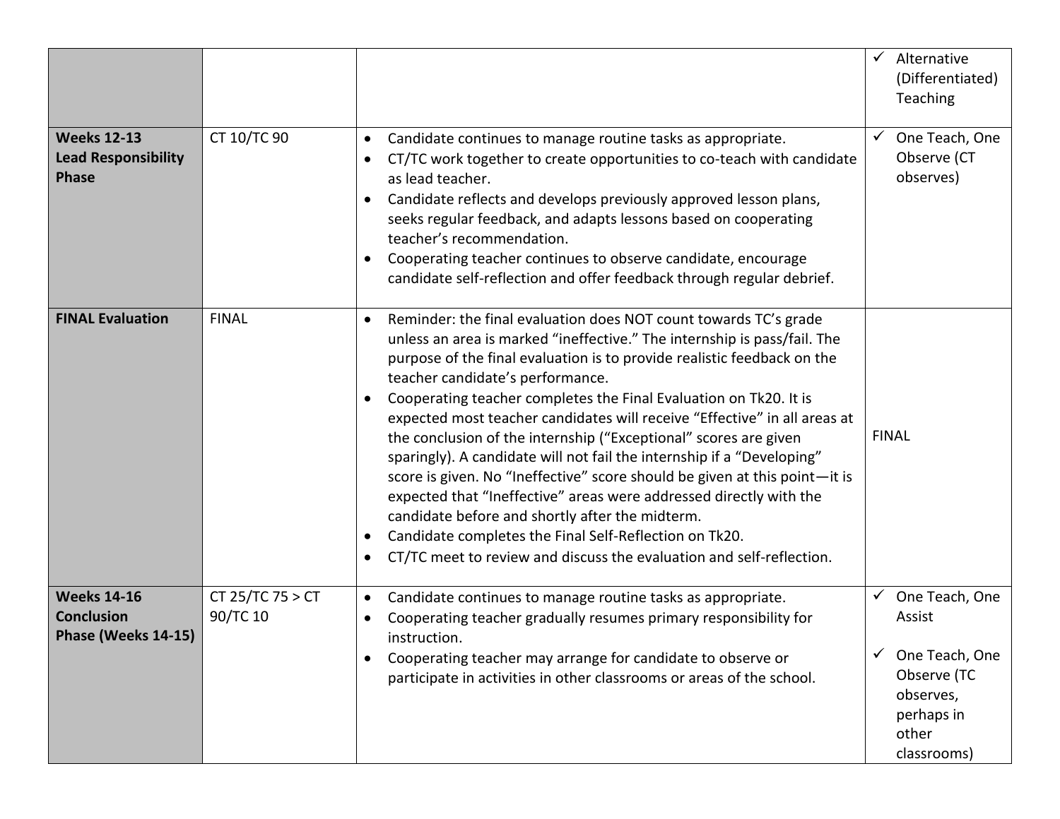| | | | |
|---|---|---|---|
| | | | ✓ Alternative (Differentiated) Teaching |
| **Weeks 12-13 Lead Responsibility Phase** | CT 10/TC 90 | • Candidate continues to manage routine tasks as appropriate.<br>• CT/TC work together to create opportunities to co-teach with candidate as lead teacher.<br>• Candidate reflects and develops previously approved lesson plans, seeks regular feedback, and adapts lessons based on cooperating teacher's recommendation.<br>• Cooperating teacher continues to observe candidate, encourage candidate self-reflection and offer feedback through regular debrief. | ✓ One Teach, One Observe (CT observes) |
| **FINAL Evaluation** | FINAL | • Reminder: the final evaluation does NOT count towards TC's grade unless an area is marked "ineffective." The internship is pass/fail. The purpose of the final evaluation is to provide realistic feedback on the teacher candidate's performance.<br>• Cooperating teacher completes the Final Evaluation on Tk20. It is expected most teacher candidates will receive "Effective" in all areas at the conclusion of the internship ("Exceptional" scores are given sparingly). A candidate will not fail the internship if a "Developing" score is given. No "Ineffective" score should be given at this point—it is expected that "Ineffective" areas were addressed directly with the candidate before and shortly after the midterm.<br>• Candidate completes the Final Self-Reflection on Tk20.<br>• CT/TC meet to review and discuss the evaluation and self-reflection. | FINAL |
| **Weeks 14-16 Conclusion Phase (Weeks 14-15)** | CT 25/TC 75 > CT 90/TC 10 | • Candidate continues to manage routine tasks as appropriate.<br>• Cooperating teacher gradually resumes primary responsibility for instruction.<br>• Cooperating teacher may arrange for candidate to observe or participate in activities in other classrooms or areas of the school. | ✓ One Teach, One Assist<br>✓ One Teach, One Observe (TC observes, perhaps in other classrooms) |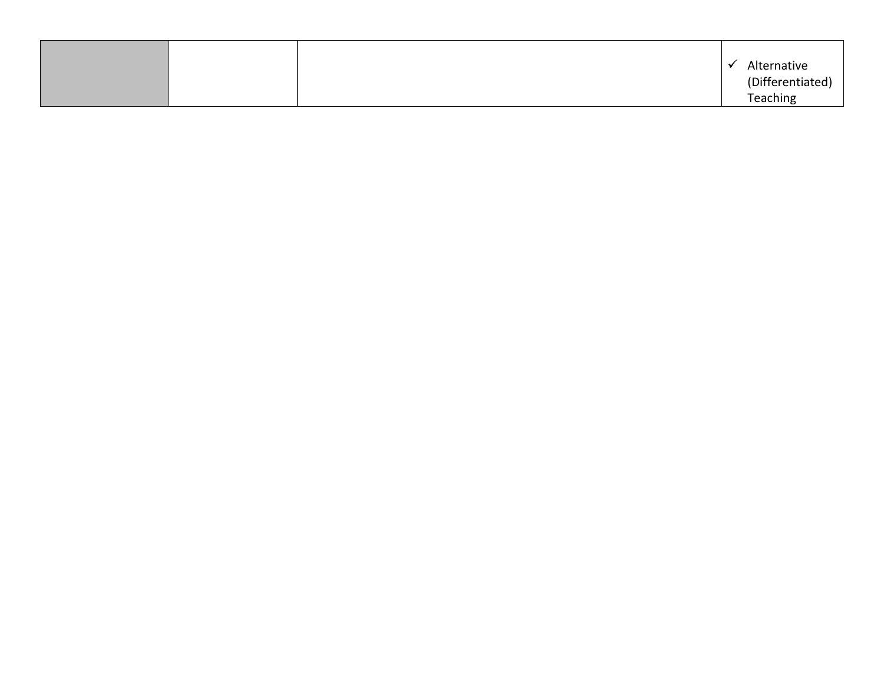| | | | |
|---|---|---|---|
| | | | ✓ Alternative (Differentiated) Teaching |